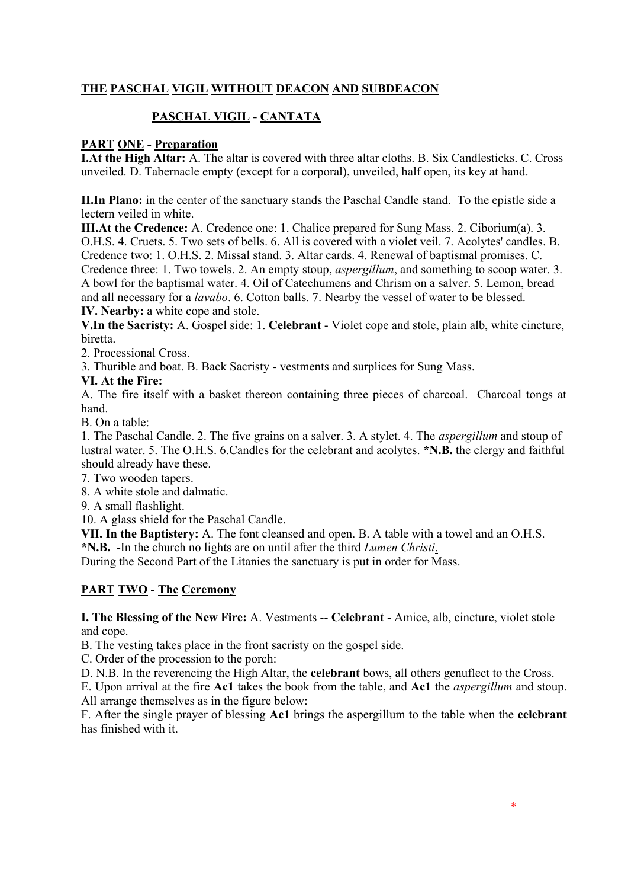# THE PASCHAL VIGIL WITHOUT DEACON AND SUBDEACON

## PASCHAL VIGIL - CANTATA

### PART ONE - Preparation

**I.At the High Altar:** A. The altar is covered with three altar cloths. B. Six Candlesticks. C. Cross unveiled. D. Tabernacle empty (except for a corporal), unveiled, half open, its key at hand.

**II.In Plano:** in the center of the sanctuary stands the Paschal Candle stand. To the epistle side a lectern veiled in white.

**III.At the Credence:** A. Credence one: 1. Chalice prepared for Sung Mass. 2. Ciborium(a). 3. O.H.S. 4. Cruets. 5. Two sets of bells. 6. All is covered with a violet veil. 7. Acolytes' candles. B. Credence two: 1. O.H.S. 2. Missal stand. 3. Altar cards. 4. Renewal of baptismal promises. C. Credence three: 1. Two towels. 2. An empty stoup, *aspergillum*, and something to scoop water. 3. A bowl for the baptismal water. 4. Oil of Catechumens and Chrism on a salver. 5. Lemon, bread and all necessary for a *lavabo*. 6. Cotton balls. 7. Nearby the vessel of water to be blessed.

**IV. Nearby:** a white cope and stole.

**V.In the Sacristy:** A. Gospel side: 1. **Celebrant** - Violet cope and stole, plain alb, white cincture, biretta.

2. Processional Cross.

3. Thurible and boat. B. Back Sacristy - vestments and surplices for Sung Mass.

**VI. At the Fire:**

A. The fire itself with a basket thereon containing three pieces of charcoal. Charcoal tongs at hand.

B. On a table:

1. The Paschal Candle. 2. The five grains on a salver. 3. A stylet. 4. The *aspergillum* and stoup of lustral water. 5. The O.H.S. 6.Candles for the celebrant and acolytes. ***N.B.** the clergy and faithful should already have these.

7. Two wooden tapers.

8. A white stole and dalmatic.

9. A small flashlight.

10. A glass shield for the Paschal Candle.

**VII. In the Baptistery:** A. The font cleansed and open. B. A table with a towel and an O.H.S.

***N.B.** -In the church no lights are on until after the third *Lumen Christi*.

During the Second Part of the Litanies the sanctuary is put in order for Mass.

### PART TWO - The Ceremony

**I. The Blessing of the New Fire:** A. Vestments -- **Celebrant** - Amice, alb, cincture, violet stole and cope.

B. The vesting takes place in the front sacristy on the gospel side.

C. Order of the procession to the porch:

D. N.B. In the reverencing the High Altar, the **celebrant** bows, all others genuflect to the Cross.

E. Upon arrival at the fire **Ac1** takes the book from the table, and **Ac1** the *aspergillum* and stoup. All arrange themselves as in the figure below:

F. After the single prayer of blessing **Ac1** brings the aspergillum to the table when the **celebrant** has finished with it.

*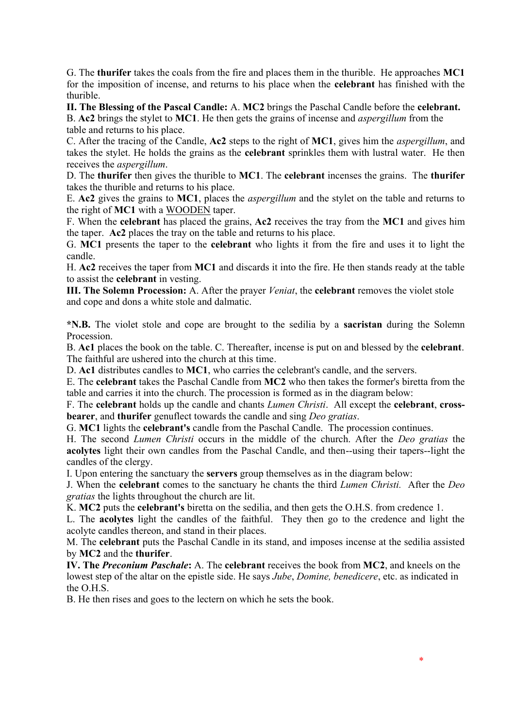G. The **thurifer** takes the coals from the fire and places them in the thurible. He approaches **MC1** for the imposition of incense, and returns to his place when the **celebrant** has finished with the thurible.

**II. The Blessing of the Pascal Candle:** A. **MC2** brings the Paschal Candle before the **celebrant.**

B. **Ac2** brings the stylet to **MC1**. He then gets the grains of incense and *aspergillum* from the table and returns to his place.

C. After the tracing of the Candle, **Ac2** steps to the right of **MC1**, gives him the *aspergillum*, and takes the stylet. He holds the grains as the **celebrant** sprinkles them with lustral water. He then receives the *aspergillum*.

D. The **thurifer** then gives the thurible to **MC1**. The **celebrant** incenses the grains. The **thurifer** takes the thurible and returns to his place.

E. **Ac2** gives the grains to **MC1**, places the *aspergillum* and the stylet on the table and returns to the right of **MC1** with a <u>WOODEN</u> taper.

F. When the **celebrant** has placed the grains, **Ac2** receives the tray from the **MC1** and gives him the taper. **Ac2** places the tray on the table and returns to his place.

G. **MC1** presents the taper to the **celebrant** who lights it from the fire and uses it to light the candle.

H. **Ac2** receives the taper from **MC1** and discards it into the fire. He then stands ready at the table to assist the **celebrant** in vesting.

**III. The Solemn Procession:** A. After the prayer *Veniat*, the **celebrant** removes the violet stole and cope and dons a white stole and dalmatic.

***N.B.** The violet stole and cope are brought to the sedilia by a **sacristan** during the Solemn Procession.

B. **Ac1** places the book on the table. C. Thereafter, incense is put on and blessed by the **celebrant**. The faithful are ushered into the church at this time.

D. **Ac1** distributes candles to **MC1**, who carries the celebrant's candle, and the servers.

E. The **celebrant** takes the Paschal Candle from **MC2** who then takes the former's biretta from the table and carries it into the church. The procession is formed as in the diagram below:

F. The **celebrant** holds up the candle and chants *Lumen Christi*. All except the **celebrant**, **cross-bearer**, and **thurifer** genuflect towards the candle and sing *Deo gratias*.

G. **MC1** lights the **celebrant's** candle from the Paschal Candle. The procession continues.

H. The second *Lumen Christi* occurs in the middle of the church. After the *Deo gratias* the **acolytes** light their own candles from the Paschal Candle, and then--using their tapers--light the candles of the clergy.

I. Upon entering the sanctuary the **servers** group themselves as in the diagram below:

J. When the **celebrant** comes to the sanctuary he chants the third *Lumen Christi.* After the *Deo gratias* the lights throughout the church are lit.

K. **MC2** puts the **celebrant's** biretta on the sedilia, and then gets the O.H.S. from credence 1.

L. The **acolytes** light the candles of the faithful. They then go to the credence and light the acolyte candles thereon, and stand in their places.

M. The **celebrant** puts the Paschal Candle in its stand, and imposes incense at the sedilia assisted by **MC2** and the **thurifer**.

**IV. The *Preconium Paschale*:** A. The **celebrant** receives the book from **MC2**, and kneels on the lowest step of the altar on the epistle side. He says *Jube*, *Domine, benedicere*, etc. as indicated in the O.H.S.

B. He then rises and goes to the lectern on which he sets the book.

*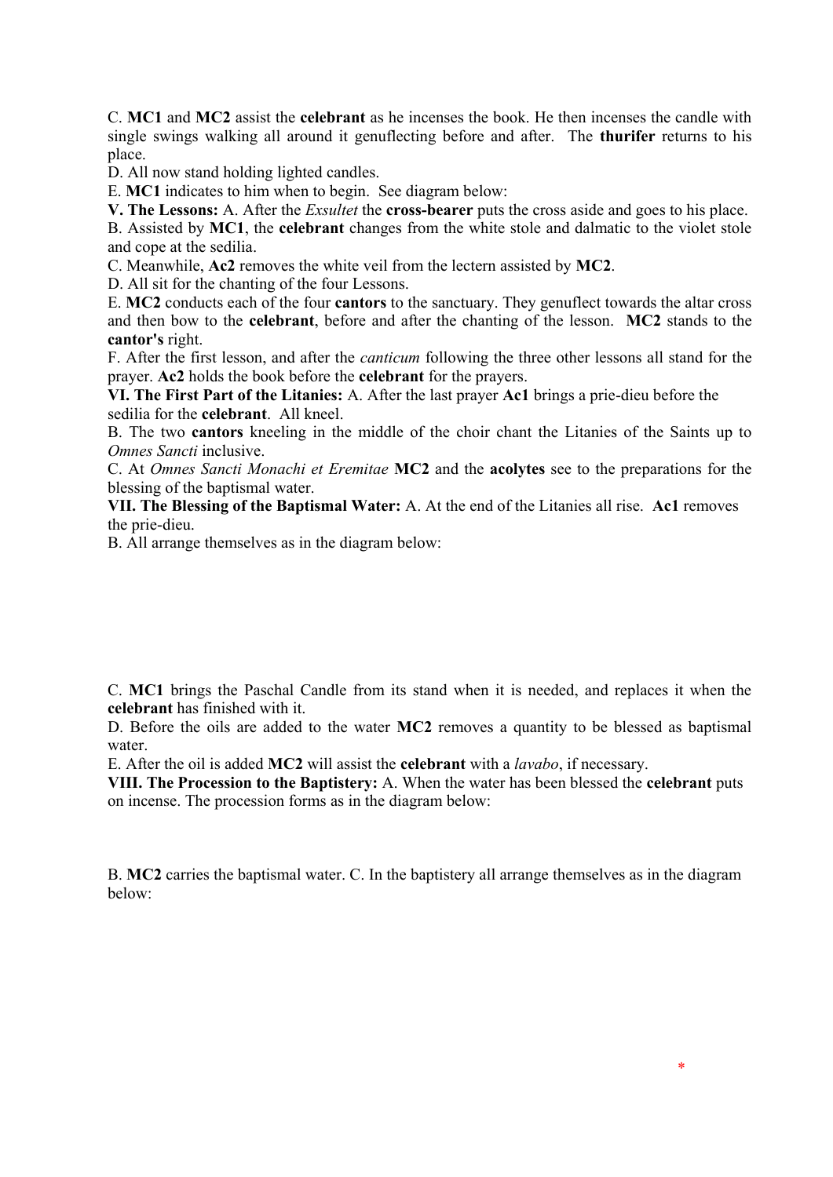C. **MC1** and **MC2** assist the **celebrant** as he incenses the book. He then incenses the candle with single swings walking all around it genuflecting before and after. The **thurifer** returns to his place.

D. All now stand holding lighted candles.

E. **MC1** indicates to him when to begin. See diagram below:

**V. The Lessons:** A. After the *Exsultet* the **cross-bearer** puts the cross aside and goes to his place.

B. Assisted by **MC1**, the **celebrant** changes from the white stole and dalmatic to the violet stole and cope at the sedilia.

C. Meanwhile, **Ac2** removes the white veil from the lectern assisted by **MC2**.

D. All sit for the chanting of the four Lessons.

E. **MC2** conducts each of the four **cantors** to the sanctuary. They genuflect towards the altar cross and then bow to the **celebrant**, before and after the chanting of the lesson. **MC2** stands to the **cantor's** right.

F. After the first lesson, and after the *canticum* following the three other lessons all stand for the prayer. **Ac2** holds the book before the **celebrant** for the prayers.

**VI. The First Part of the Litanies:** A. After the last prayer **Ac1** brings a prie-dieu before the sedilia for the **celebrant**. All kneel.

B. The two **cantors** kneeling in the middle of the choir chant the Litanies of the Saints up to *Omnes Sancti* inclusive.

C. At *Omnes Sancti Monachi et Eremitae* **MC2** and the **acolytes** see to the preparations for the blessing of the baptismal water.

**VII. The Blessing of the Baptismal Water:** A. At the end of the Litanies all rise. **Ac1** removes the prie-dieu.

B. All arrange themselves as in the diagram below:

C. **MC1** brings the Paschal Candle from its stand when it is needed, and replaces it when the **celebrant** has finished with it.

D. Before the oils are added to the water **MC2** removes a quantity to be blessed as baptismal water.

E. After the oil is added **MC2** will assist the **celebrant** with a *lavabo*, if necessary.

**VIII. The Procession to the Baptistery:** A. When the water has been blessed the **celebrant** puts on incense. The procession forms as in the diagram below:

B. **MC2** carries the baptismal water. C. In the baptistery all arrange themselves as in the diagram below:

*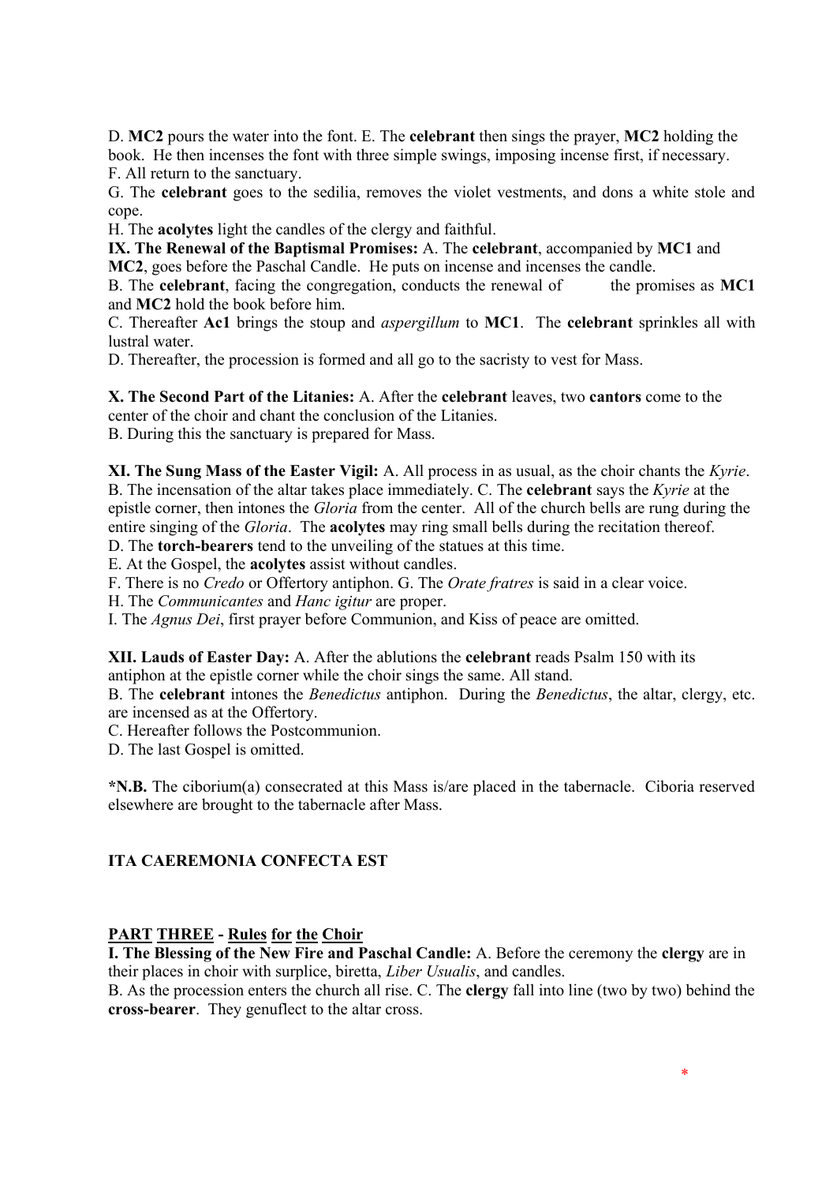D. **MC2** pours the water into the font. E. The **celebrant** then sings the prayer, **MC2** holding the book. He then incenses the font with three simple swings, imposing incense first, if necessary.
F. All return to the sanctuary.
G. The **celebrant** goes to the sedilia, removes the violet vestments, and dons a white stole and cope.
H. The **acolytes** light the candles of the clergy and faithful.

**IX. The Renewal of the Baptismal Promises:** A. The **celebrant**, accompanied by **MC1** and **MC2**, goes before the Paschal Candle. He puts on incense and incenses the candle.
B. The **celebrant**, facing the congregation, conducts the renewal of the promises as **MC1** and **MC2** hold the book before him.
C. Thereafter **Ac1** brings the stoup and *aspergillum* to **MC1**. The **celebrant** sprinkles all with lustral water.
D. Thereafter, the procession is formed and all go to the sacristy to vest for Mass.

**X. The Second Part of the Litanies:** A. After the **celebrant** leaves, two **cantors** come to the center of the choir and chant the conclusion of the Litanies.
B. During this the sanctuary is prepared for Mass.

**XI. The Sung Mass of the Easter Vigil:** A. All process in as usual, as the choir chants the *Kyrie*. B. The incensation of the altar takes place immediately. C. The **celebrant** says the *Kyrie* at the epistle corner, then intones the *Gloria* from the center. All of the church bells are rung during the entire singing of the *Gloria*. The **acolytes** may ring small bells during the recitation thereof.
D. The **torch-bearers** tend to the unveiling of the statues at this time.
E. At the Gospel, the **acolytes** assist without candles.
F. There is no *Credo* or Offertory antiphon. G. The *Orate fratres* is said in a clear voice.
H. The *Communicantes* and *Hanc igitur* are proper.
I. The *Agnus Dei*, first prayer before Communion, and Kiss of peace are omitted.

**XII. Lauds of Easter Day:** A. After the ablutions the **celebrant** reads Psalm 150 with its antiphon at the epistle corner while the choir sings the same. All stand.
B. The **celebrant** intones the *Benedictus* antiphon. During the *Benedictus*, the altar, clergy, etc. are incensed as at the Offertory.
C. Hereafter follows the Postcommunion.
D. The last Gospel is omitted.

***N.B.** The ciborium(a) consecrated at this Mass is/are placed in the tabernacle. Ciboria reserved elsewhere are brought to the tabernacle after Mass.

**ITA CAEREMONIA CONFECTA EST**

## PART THREE - Rules for the Choir

**I. The Blessing of the New Fire and Paschal Candle:** A. Before the ceremony the **clergy** are in their places in choir with surplice, biretta, *Liber Usualis*, and candles.
B. As the procession enters the church all rise. C. The **clergy** fall into line (two by two) behind the **cross-bearer**. They genuflect to the altar cross.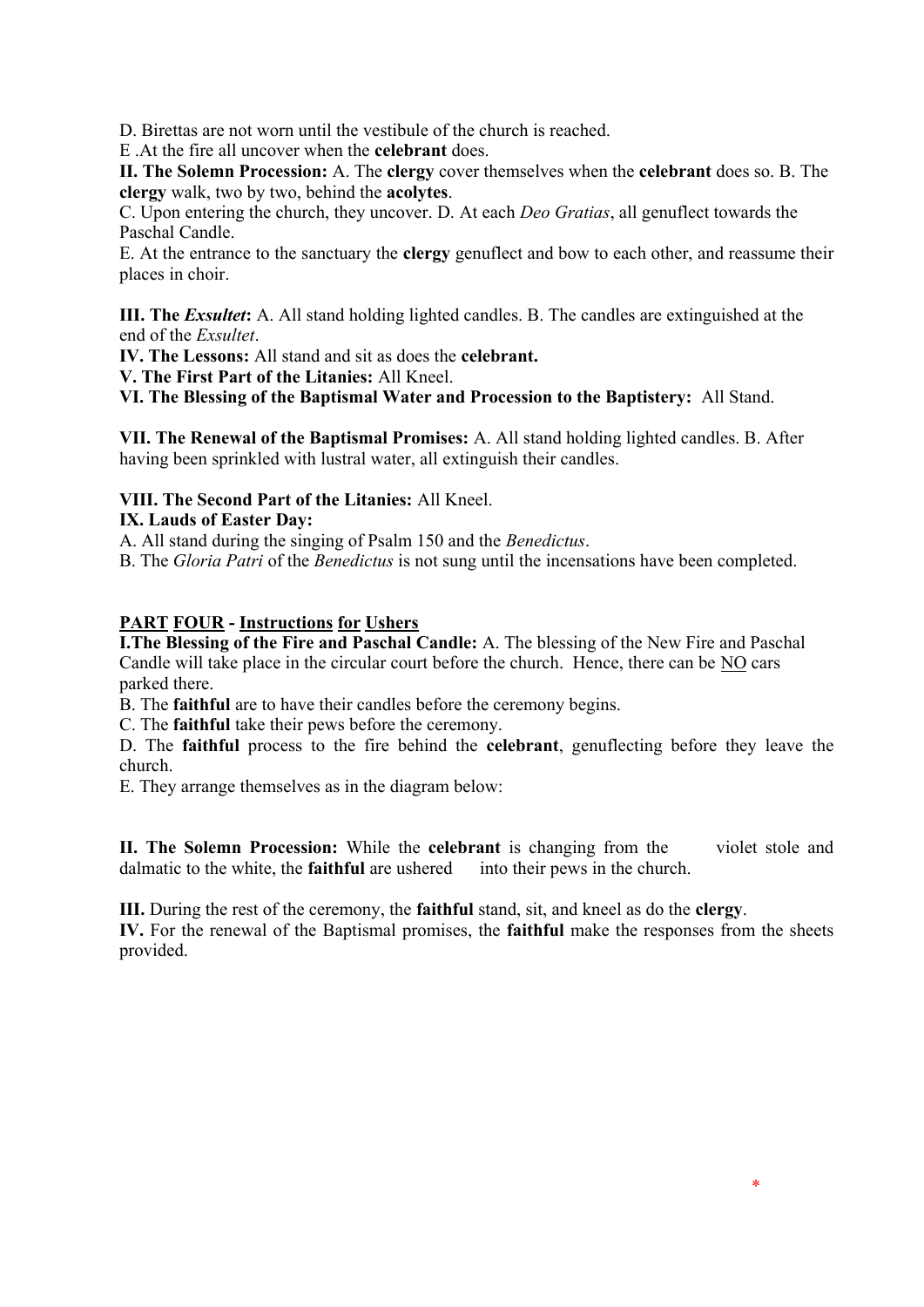D. Birettas are not worn until the vestibule of the church is reached.

E .At the fire all uncover when the **celebrant** does.

**II. The Solemn Procession:** A. The **clergy** cover themselves when the **celebrant** does so. B. The **clergy** walk, two by two, behind the **acolytes**.

C. Upon entering the church, they uncover. D. At each *Deo Gratias*, all genuflect towards the Paschal Candle.

E. At the entrance to the sanctuary the **clergy** genuflect and bow to each other, and reassume their places in choir.

**III. The *Exsultet*:** A. All stand holding lighted candles. B. The candles are extinguished at the end of the *Exsultet*.

**IV. The Lessons:** All stand and sit as does the **celebrant.**

**V. The First Part of the Litanies:** All Kneel.

**VI. The Blessing of the Baptismal Water and Procession to the Baptistery:** All Stand.

**VII. The Renewal of the Baptismal Promises:** A. All stand holding lighted candles. B. After having been sprinkled with lustral water, all extinguish their candles.

**VIII. The Second Part of the Litanies:** All Kneel.

**IX. Lauds of Easter Day:**

A. All stand during the singing of Psalm 150 and the *Benedictus*.

B. The *Gloria Patri* of the *Benedictus* is not sung until the incensations have been completed.

## PART FOUR - Instructions for Ushers

**I.The Blessing of the Fire and Paschal Candle:** A. The blessing of the New Fire and Paschal Candle will take place in the circular court before the church. Hence, there can be NO cars parked there.

B. The **faithful** are to have their candles before the ceremony begins.

C. The **faithful** take their pews before the ceremony.

D. The **faithful** process to the fire behind the **celebrant**, genuflecting before they leave the church.

E. They arrange themselves as in the diagram below:

**II. The Solemn Procession:** While the **celebrant** is changing from the violet stole and dalmatic to the white, the **faithful** are ushered into their pews in the church.

**III.** During the rest of the ceremony, the **faithful** stand, sit, and kneel as do the **clergy**.

**IV.** For the renewal of the Baptismal promises, the **faithful** make the responses from the sheets provided.

*